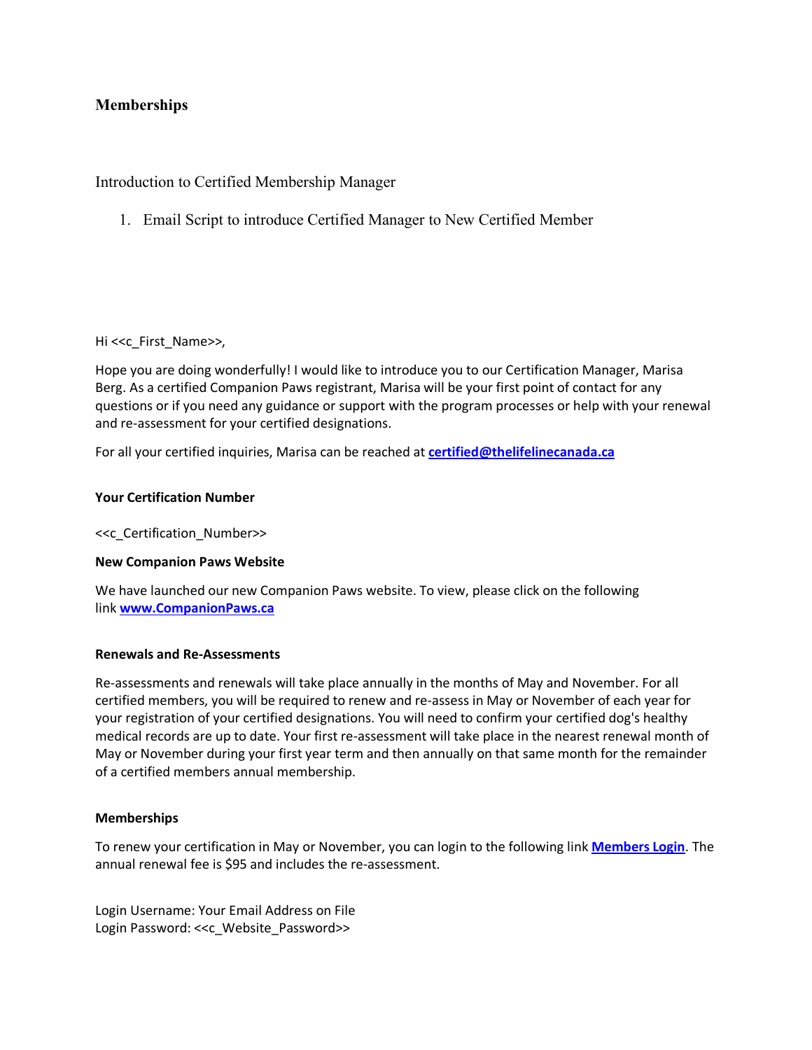## Memberships

### Introduction to Certified Membership Manager

1. Email Script to introduce Certified Manager to New Certified Member

Hi <<c_First_Name>>,

Hope you are doing wonderfully! I would like to introduce you to our Certification Manager, Marisa Berg. As a certified Companion Paws registrant, Marisa will be your first point of contact for any questions or if you need any guidance or support with the program processes or help with your renewal and re-assessment for your certified designations.

For all your certified inquiries, Marisa can be reached at **certified@thelifelinecanada.ca**

**Your Certification Number**

<<c_Certification_Number>>

**New Companion Paws Website**

We have launched our new Companion Paws website. To view, please click on the following link **www.CompanionPaws.ca**

**Renewals and Re-Assessments**

Re-assessments and renewals will take place annually in the months of May and November. For all certified members, you will be required to renew and re-assess in May or November of each year for your registration of your certified designations. You will need to confirm your certified dog's healthy medical records are up to date. Your first re-assessment will take place in the nearest renewal month of May or November during your first year term and then annually on that same month for the remainder of a certified members annual membership.

**Memberships**

To renew your certification in May or November, you can login to the following link **Members Login**. The annual renewal fee is $95 and includes the re-assessment.

Login Username: Your Email Address on File
Login Password: <<c_Website_Password>>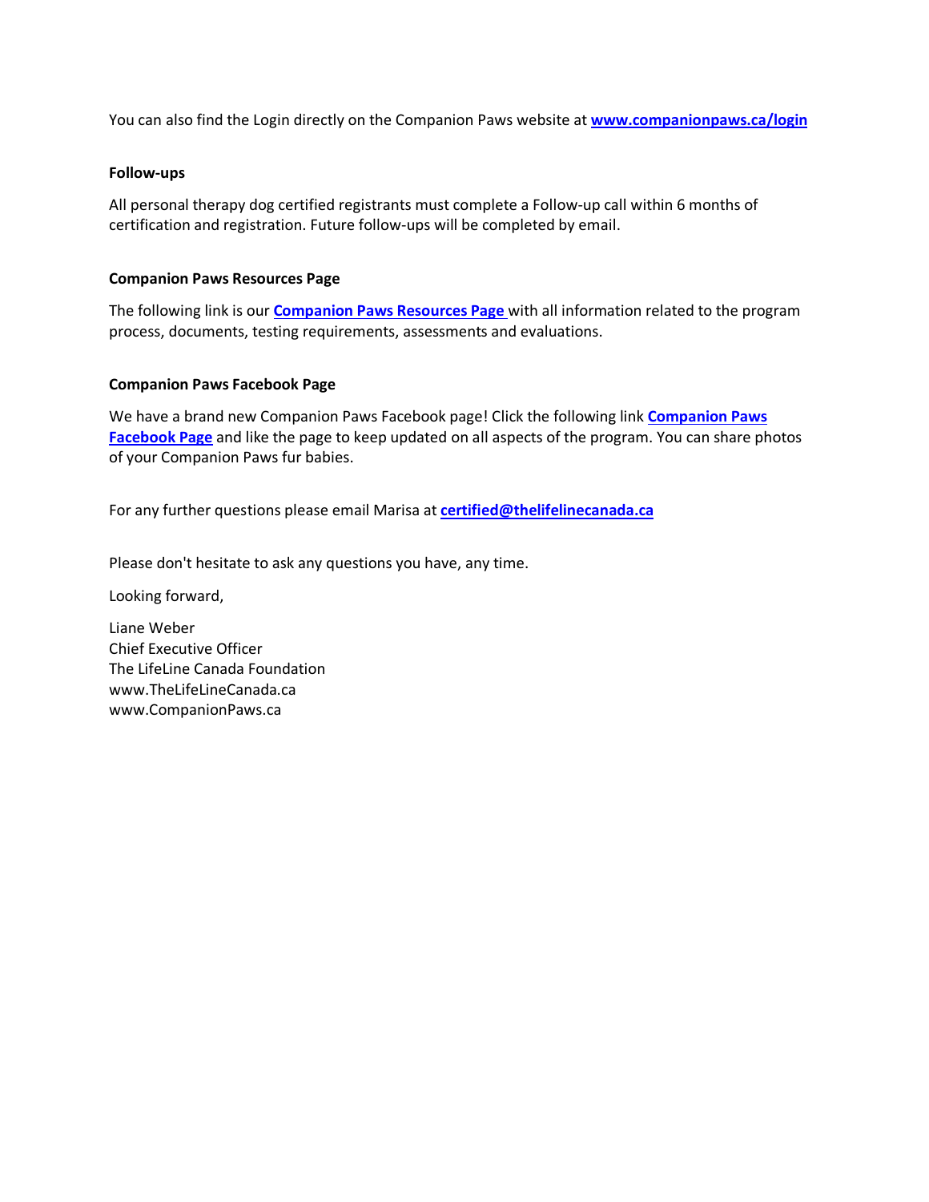You can also find the Login directly on the Companion Paws website at **www.companionpaws.ca/login**

**Follow-ups**

All personal therapy dog certified registrants must complete a Follow-up call within 6 months of certification and registration. Future follow-ups will be completed by email.

**Companion Paws Resources Page**

The following link is our **Companion Paws Resources Page** with all information related to the program process, documents, testing requirements, assessments and evaluations.

**Companion Paws Facebook Page**

We have a brand new Companion Paws Facebook page! Click the following link **Companion Paws Facebook Page** and like the page to keep updated on all aspects of the program. You can share photos of your Companion Paws fur babies.

For any further questions please email Marisa at **certified@thelifelinecanada.ca**

Please don't hesitate to ask any questions you have, any time.

Looking forward,

Liane Weber
Chief Executive Officer
The LifeLine Canada Foundation
www.TheLifeLineCanada.ca
www.CompanionPaws.ca